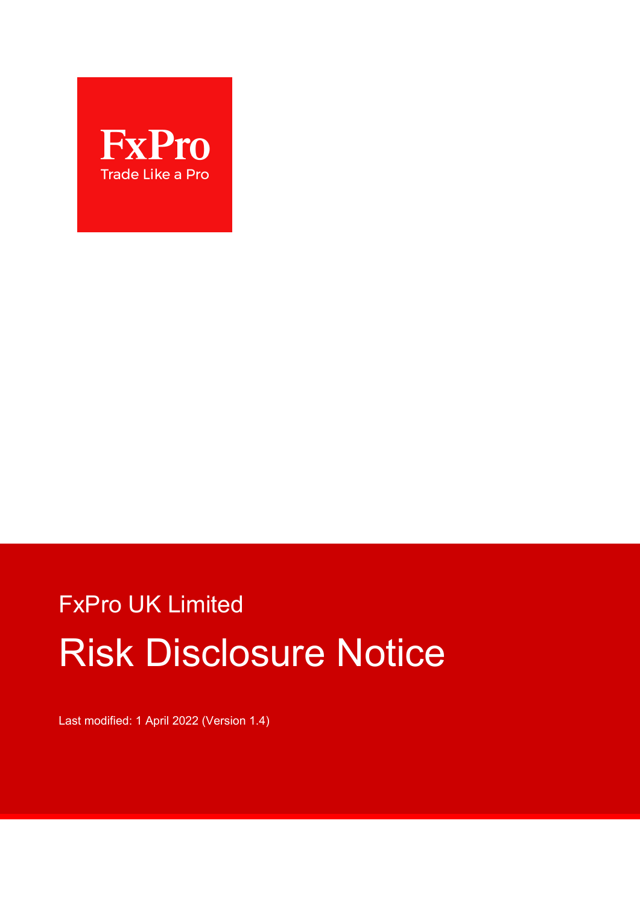FxPro

Trade Like a Pro

FxPro UK Limited

# Risk Disclosure Notice

Last modified: 1 April 2022 (Version 1.4)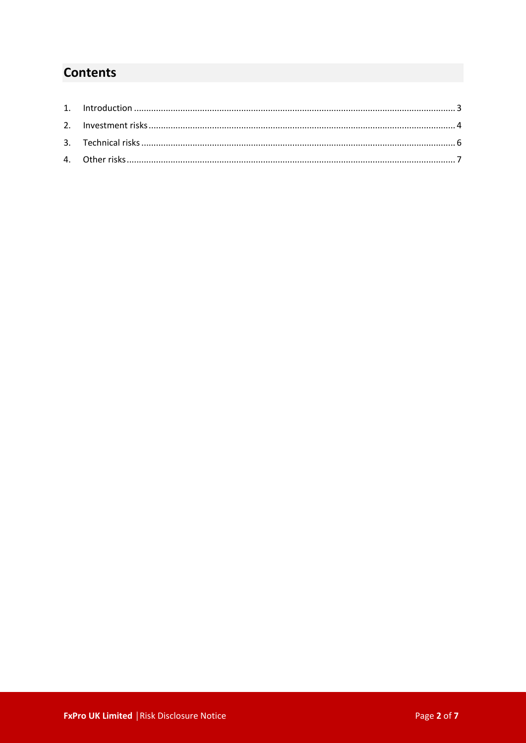## Contents

1. Introduction ........................................................................ 3
2. Investment risks ................................................................... 4
3. Technical risks ..................................................................... 6
4. Other risks ........................................................................... 7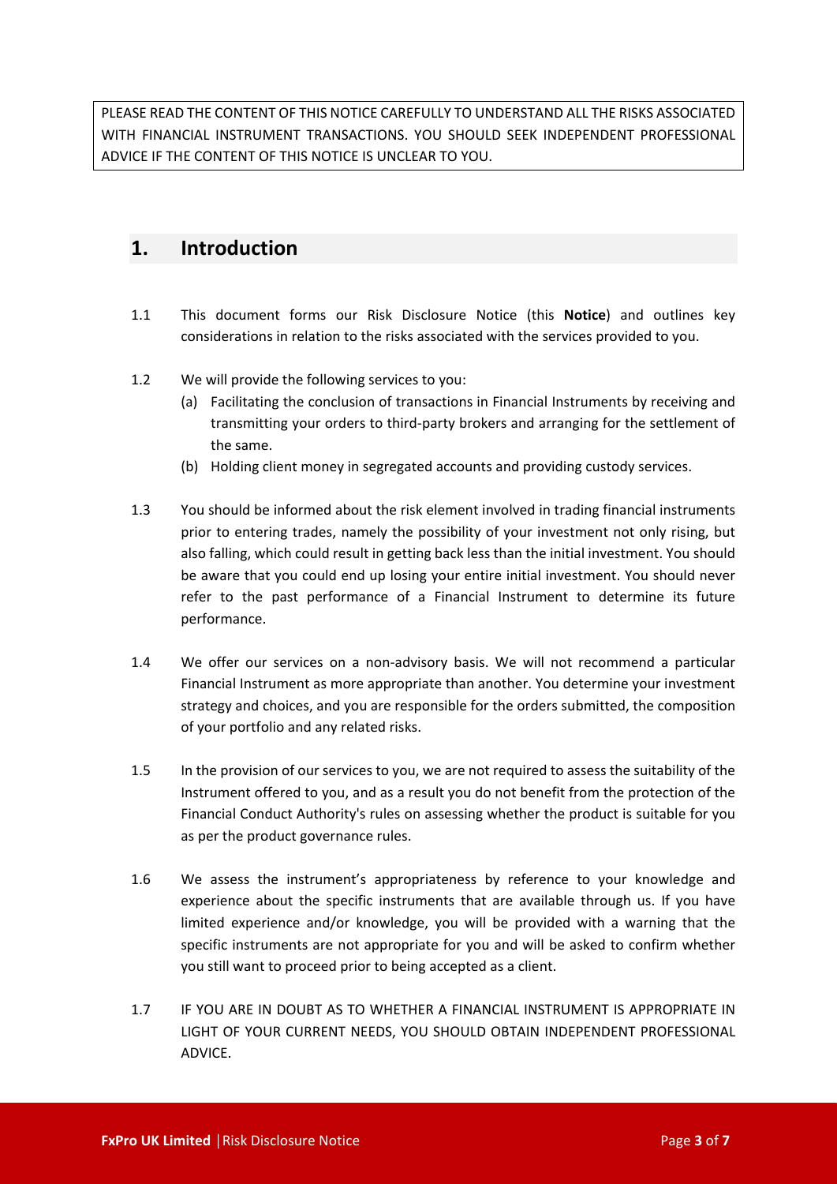PLEASE READ THE CONTENT OF THIS NOTICE CAREFULLY TO UNDERSTAND ALL THE RISKS ASSOCIATED WITH FINANCIAL INSTRUMENT TRANSACTIONS. YOU SHOULD SEEK INDEPENDENT PROFESSIONAL ADVICE IF THE CONTENT OF THIS NOTICE IS UNCLEAR TO YOU.

## 1. Introduction

1.1 This document forms our Risk Disclosure Notice (this **Notice**) and outlines key considerations in relation to the risks associated with the services provided to you.

1.2 We will provide the following services to you:

(a) Facilitating the conclusion of transactions in Financial Instruments by receiving and transmitting your orders to third-party brokers and arranging for the settlement of the same.

(b) Holding client money in segregated accounts and providing custody services.

1.3 You should be informed about the risk element involved in trading financial instruments prior to entering trades, namely the possibility of your investment not only rising, but also falling, which could result in getting back less than the initial investment. You should be aware that you could end up losing your entire initial investment. You should never refer to the past performance of a Financial Instrument to determine its future performance.

1.4 We offer our services on a non-advisory basis. We will not recommend a particular Financial Instrument as more appropriate than another. You determine your investment strategy and choices, and you are responsible for the orders submitted, the composition of your portfolio and any related risks.

1.5 In the provision of our services to you, we are not required to assess the suitability of the Instrument offered to you, and as a result you do not benefit from the protection of the Financial Conduct Authority's rules on assessing whether the product is suitable for you as per the product governance rules.

1.6 We assess the instrument's appropriateness by reference to your knowledge and experience about the specific instruments that are available through us. If you have limited experience and/or knowledge, you will be provided with a warning that the specific instruments are not appropriate for you and will be asked to confirm whether you still want to proceed prior to being accepted as a client.

1.7 IF YOU ARE IN DOUBT AS TO WHETHER A FINANCIAL INSTRUMENT IS APPROPRIATE IN LIGHT OF YOUR CURRENT NEEDS, YOU SHOULD OBTAIN INDEPENDENT PROFESSIONAL ADVICE.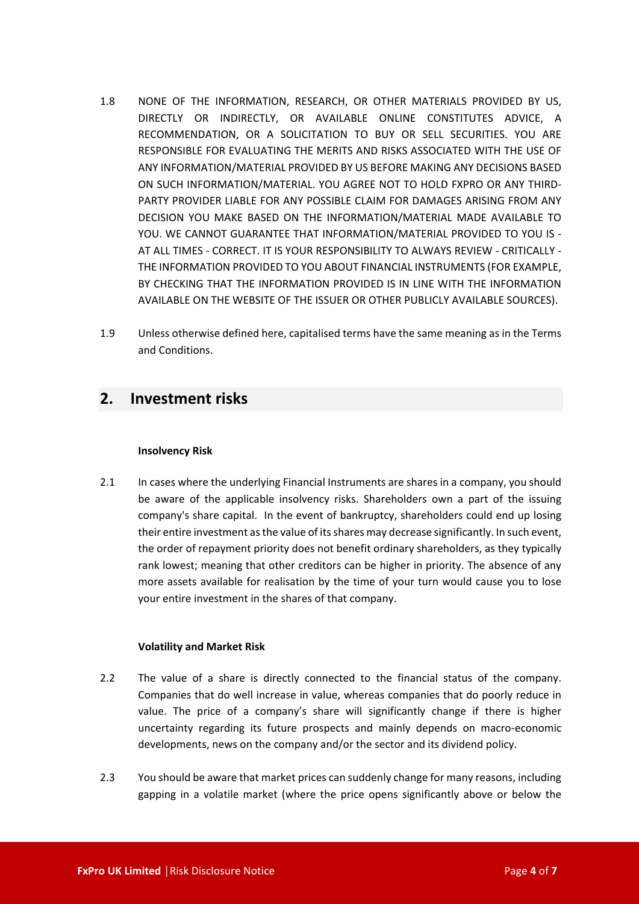1.8 NONE OF THE INFORMATION, RESEARCH, OR OTHER MATERIALS PROVIDED BY US, DIRECTLY OR INDIRECTLY, OR AVAILABLE ONLINE CONSTITUTES ADVICE, A RECOMMENDATION, OR A SOLICITATION TO BUY OR SELL SECURITIES. YOU ARE RESPONSIBLE FOR EVALUATING THE MERITS AND RISKS ASSOCIATED WITH THE USE OF ANY INFORMATION/MATERIAL PROVIDED BY US BEFORE MAKING ANY DECISIONS BASED ON SUCH INFORMATION/MATERIAL. YOU AGREE NOT TO HOLD FXPRO OR ANY THIRD-PARTY PROVIDER LIABLE FOR ANY POSSIBLE CLAIM FOR DAMAGES ARISING FROM ANY DECISION YOU MAKE BASED ON THE INFORMATION/MATERIAL MADE AVAILABLE TO YOU. WE CANNOT GUARANTEE THAT INFORMATION/MATERIAL PROVIDED TO YOU IS - AT ALL TIMES - CORRECT. IT IS YOUR RESPONSIBILITY TO ALWAYS REVIEW - CRITICALLY - THE INFORMATION PROVIDED TO YOU ABOUT FINANCIAL INSTRUMENTS (FOR EXAMPLE, BY CHECKING THAT THE INFORMATION PROVIDED IS IN LINE WITH THE INFORMATION AVAILABLE ON THE WEBSITE OF THE ISSUER OR OTHER PUBLICLY AVAILABLE SOURCES).

1.9 Unless otherwise defined here, capitalised terms have the same meaning as in the Terms and Conditions.

## 2. Investment risks

**Insolvency Risk**

2.1 In cases where the underlying Financial Instruments are shares in a company, you should be aware of the applicable insolvency risks. Shareholders own a part of the issuing company's share capital. In the event of bankruptcy, shareholders could end up losing their entire investment as the value of its shares may decrease significantly. In such event, the order of repayment priority does not benefit ordinary shareholders, as they typically rank lowest; meaning that other creditors can be higher in priority. The absence of any more assets available for realisation by the time of your turn would cause you to lose your entire investment in the shares of that company.

**Volatility and Market Risk**

2.2 The value of a share is directly connected to the financial status of the company. Companies that do well increase in value, whereas companies that do poorly reduce in value. The price of a company's share will significantly change if there is higher uncertainty regarding its future prospects and mainly depends on macro-economic developments, news on the company and/or the sector and its dividend policy.

2.3 You should be aware that market prices can suddenly change for many reasons, including gapping in a volatile market (where the price opens significantly above or below the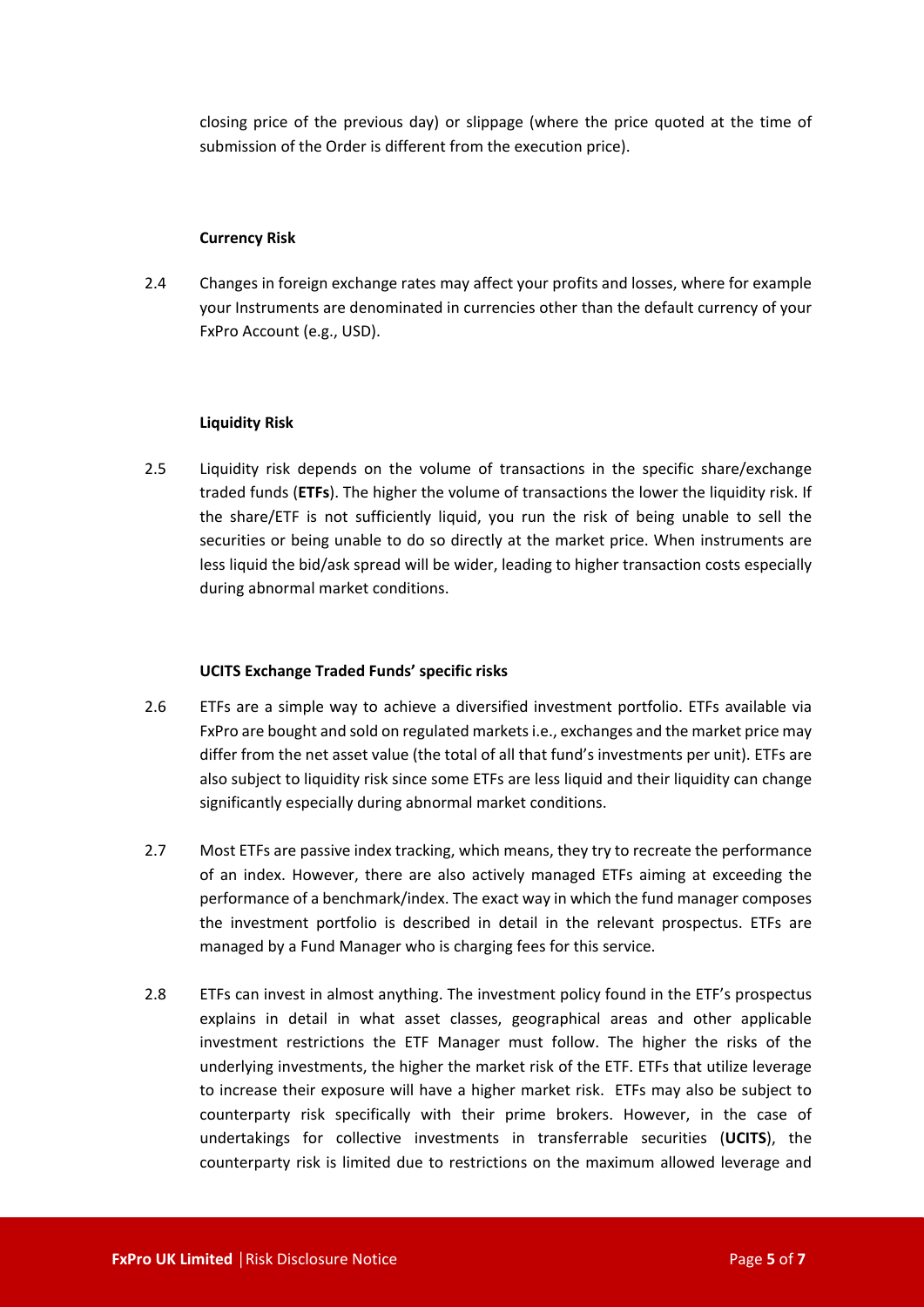closing price of the previous day) or slippage (where the price quoted at the time of submission of the Order is different from the execution price).

**Currency Risk**

2.4 Changes in foreign exchange rates may affect your profits and losses, where for example your Instruments are denominated in currencies other than the default currency of your FxPro Account (e.g., USD).

**Liquidity Risk**

2.5 Liquidity risk depends on the volume of transactions in the specific share/exchange traded funds (**ETFs**). The higher the volume of transactions the lower the liquidity risk. If the share/ETF is not sufficiently liquid, you run the risk of being unable to sell the securities or being unable to do so directly at the market price. When instruments are less liquid the bid/ask spread will be wider, leading to higher transaction costs especially during abnormal market conditions.

**UCITS Exchange Traded Funds' specific risks**

2.6 ETFs are a simple way to achieve a diversified investment portfolio. ETFs available via FxPro are bought and sold on regulated markets i.e., exchanges and the market price may differ from the net asset value (the total of all that fund's investments per unit). ETFs are also subject to liquidity risk since some ETFs are less liquid and their liquidity can change significantly especially during abnormal market conditions.

2.7 Most ETFs are passive index tracking, which means, they try to recreate the performance of an index. However, there are also actively managed ETFs aiming at exceeding the performance of a benchmark/index. The exact way in which the fund manager composes the investment portfolio is described in detail in the relevant prospectus. ETFs are managed by a Fund Manager who is charging fees for this service.

2.8 ETFs can invest in almost anything. The investment policy found in the ETF's prospectus explains in detail in what asset classes, geographical areas and other applicable investment restrictions the ETF Manager must follow. The higher the risks of the underlying investments, the higher the market risk of the ETF. ETFs that utilize leverage to increase their exposure will have a higher market risk. ETFs may also be subject to counterparty risk specifically with their prime brokers. However, in the case of undertakings for collective investments in transferrable securities (**UCITS**), the counterparty risk is limited due to restrictions on the maximum allowed leverage and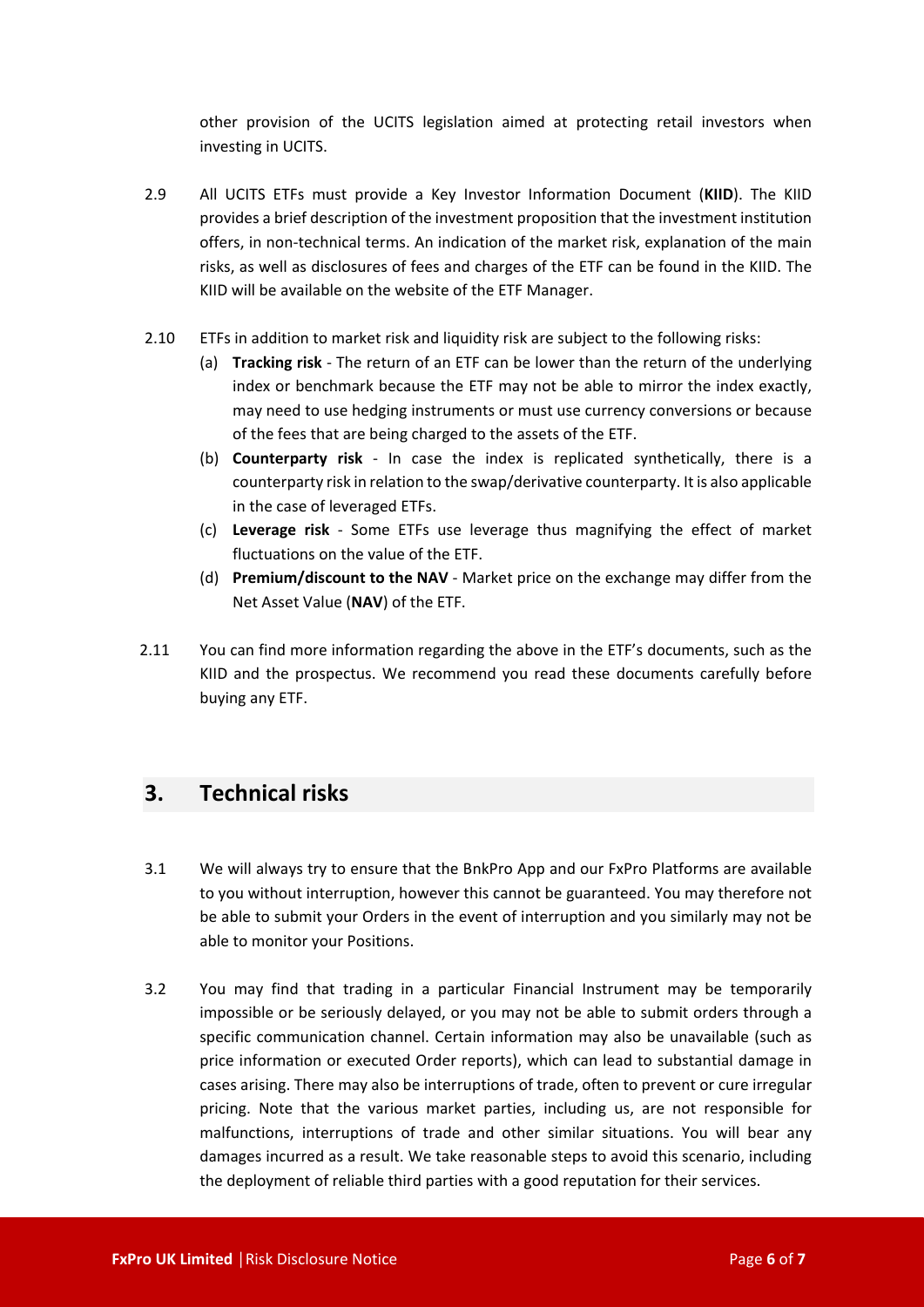other provision of the UCITS legislation aimed at protecting retail investors when investing in UCITS.

2.9 All UCITS ETFs must provide a Key Investor Information Document (**KIID**). The KIID provides a brief description of the investment proposition that the investment institution offers, in non-technical terms. An indication of the market risk, explanation of the main risks, as well as disclosures of fees and charges of the ETF can be found in the KIID. The KIID will be available on the website of the ETF Manager.

2.10 ETFs in addition to market risk and liquidity risk are subject to the following risks:

(a) **Tracking risk** - The return of an ETF can be lower than the return of the underlying index or benchmark because the ETF may not be able to mirror the index exactly, may need to use hedging instruments or must use currency conversions or because of the fees that are being charged to the assets of the ETF.

(b) **Counterparty risk** - In case the index is replicated synthetically, there is a counterparty risk in relation to the swap/derivative counterparty. It is also applicable in the case of leveraged ETFs.

(c) **Leverage risk** - Some ETFs use leverage thus magnifying the effect of market fluctuations on the value of the ETF.

(d) **Premium/discount to the NAV** - Market price on the exchange may differ from the Net Asset Value (**NAV**) of the ETF.

2.11 You can find more information regarding the above in the ETF's documents, such as the KIID and the prospectus. We recommend you read these documents carefully before buying any ETF.

## 3. Technical risks

3.1 We will always try to ensure that the BnkPro App and our FxPro Platforms are available to you without interruption, however this cannot be guaranteed. You may therefore not be able to submit your Orders in the event of interruption and you similarly may not be able to monitor your Positions.

3.2 You may find that trading in a particular Financial Instrument may be temporarily impossible or be seriously delayed, or you may not be able to submit orders through a specific communication channel. Certain information may also be unavailable (such as price information or executed Order reports), which can lead to substantial damage in cases arising. There may also be interruptions of trade, often to prevent or cure irregular pricing. Note that the various market parties, including us, are not responsible for malfunctions, interruptions of trade and other similar situations. You will bear any damages incurred as a result. We take reasonable steps to avoid this scenario, including the deployment of reliable third parties with a good reputation for their services.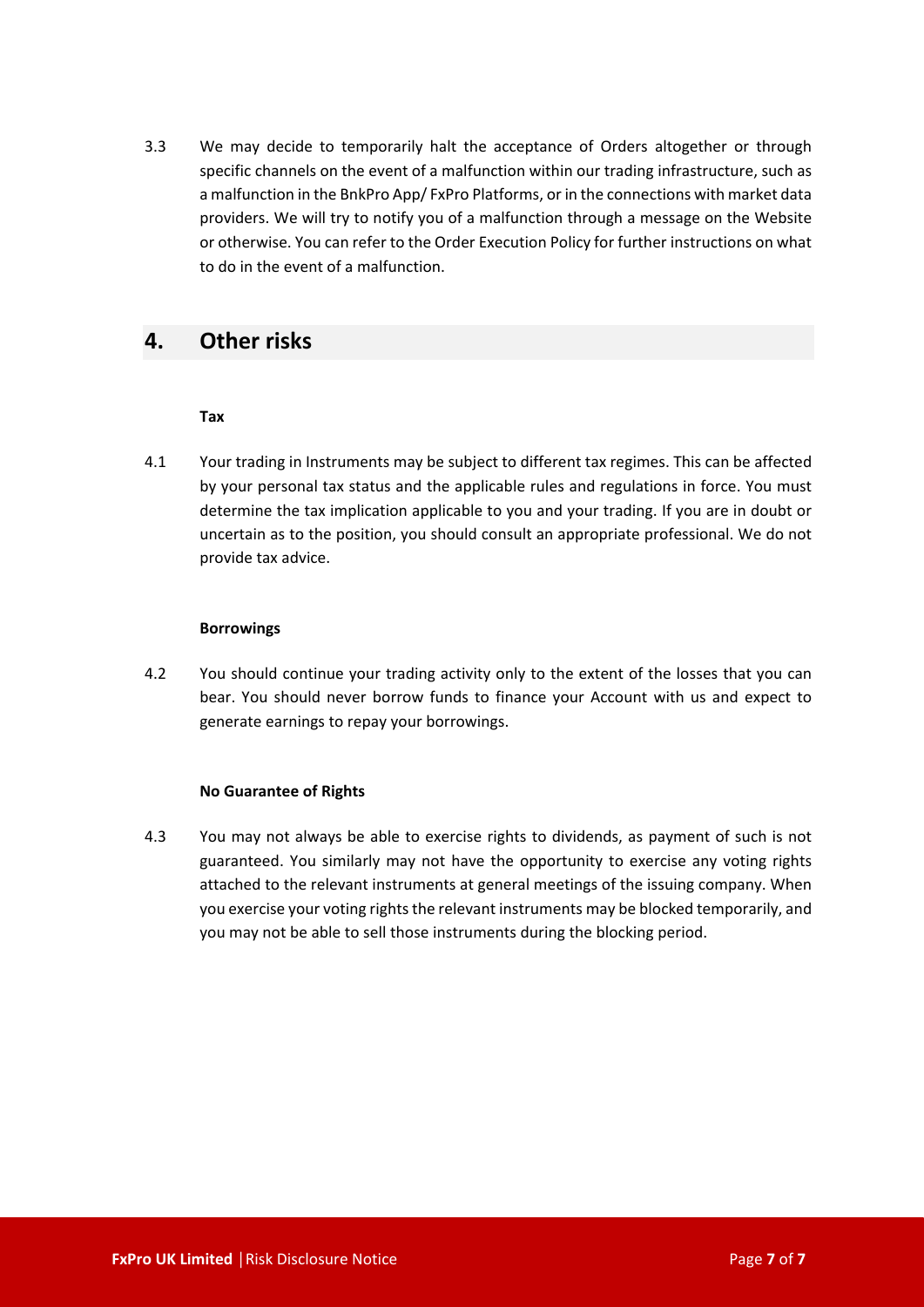3.3 We may decide to temporarily halt the acceptance of Orders altogether or through specific channels on the event of a malfunction within our trading infrastructure, such as a malfunction in the BnkPro App/ FxPro Platforms, or in the connections with market data providers. We will try to notify you of a malfunction through a message on the Website or otherwise. You can refer to the Order Execution Policy for further instructions on what to do in the event of a malfunction.

## 4. Other risks

**Tax**

4.1 Your trading in Instruments may be subject to different tax regimes. This can be affected by your personal tax status and the applicable rules and regulations in force. You must determine the tax implication applicable to you and your trading. If you are in doubt or uncertain as to the position, you should consult an appropriate professional. We do not provide tax advice.

**Borrowings**

4.2 You should continue your trading activity only to the extent of the losses that you can bear. You should never borrow funds to finance your Account with us and expect to generate earnings to repay your borrowings.

**No Guarantee of Rights**

4.3 You may not always be able to exercise rights to dividends, as payment of such is not guaranteed. You similarly may not have the opportunity to exercise any voting rights attached to the relevant instruments at general meetings of the issuing company. When you exercise your voting rights the relevant instruments may be blocked temporarily, and you may not be able to sell those instruments during the blocking period.